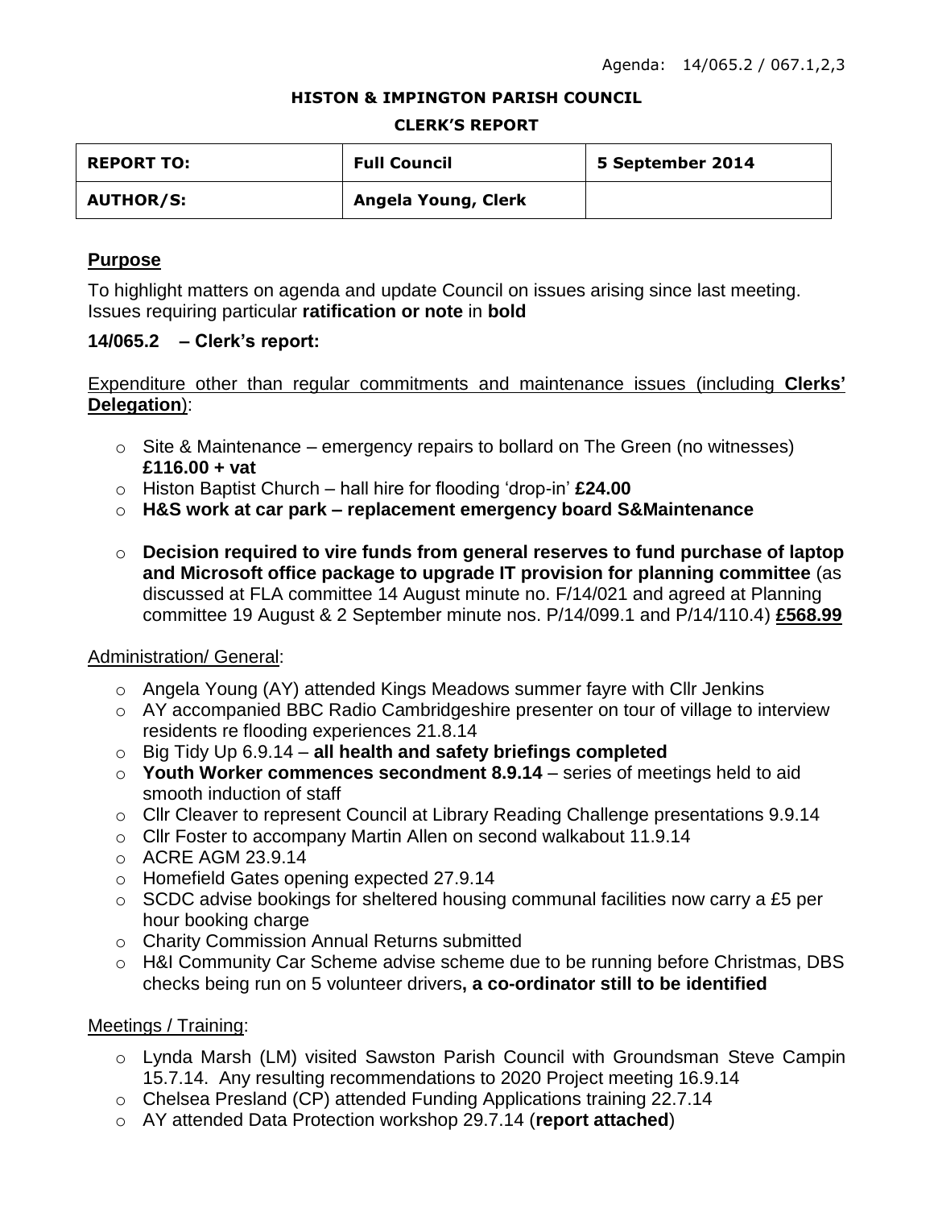Agenda: 14/065.2 / 067.1,2,3

**HISTON & IMPINGTON PARISH COUNCIL**

**CLERK'S REPORT**

| REPORT TO: | Full Council | 5 September 2014 |
|---|---|---|
| AUTHOR/S: | Angela Young, Clerk | |

## Purpose

To highlight matters on agenda and update Council on issues arising since last meeting. Issues requiring particular **ratification or note** in **bold**

### 14/065.2 – Clerk's report:

Expenditure other than regular commitments and maintenance issues (including **Clerks' Delegation**):

- Site & Maintenance – emergency repairs to bollard on The Green (no witnesses) **£116.00 + vat**
- Histon Baptist Church – hall hire for flooding 'drop-in' **£24.00**
- **H&S work at car park – replacement emergency board S&Maintenance**
- **Decision required to vire funds from general reserves to fund purchase of laptop and Microsoft office package to upgrade IT provision for planning committee** (as discussed at FLA committee 14 August minute no. F/14/021 and agreed at Planning committee 19 August & 2 September minute nos. P/14/099.1 and P/14/110.4) **£568.99**

Administration/ General:

- Angela Young (AY) attended Kings Meadows summer fayre with Cllr Jenkins
- AY accompanied BBC Radio Cambridgeshire presenter on tour of village to interview residents re flooding experiences 21.8.14
- Big Tidy Up 6.9.14 – **all health and safety briefings completed**
- **Youth Worker commences secondment 8.9.14** – series of meetings held to aid smooth induction of staff
- Cllr Cleaver to represent Council at Library Reading Challenge presentations 9.9.14
- Cllr Foster to accompany Martin Allen on second walkabout 11.9.14
- ACRE AGM 23.9.14
- Homefield Gates opening expected 27.9.14
- SCDC advise bookings for sheltered housing communal facilities now carry a £5 per hour booking charge
- Charity Commission Annual Returns submitted
- H&I Community Car Scheme advise scheme due to be running before Christmas, DBS checks being run on 5 volunteer drivers**, a co-ordinator still to be identified**

Meetings / Training:

- Lynda Marsh (LM) visited Sawston Parish Council with Groundsman Steve Campin 15.7.14. Any resulting recommendations to 2020 Project meeting 16.9.14
- Chelsea Presland (CP) attended Funding Applications training 22.7.14
- AY attended Data Protection workshop 29.7.14 (**report attached**)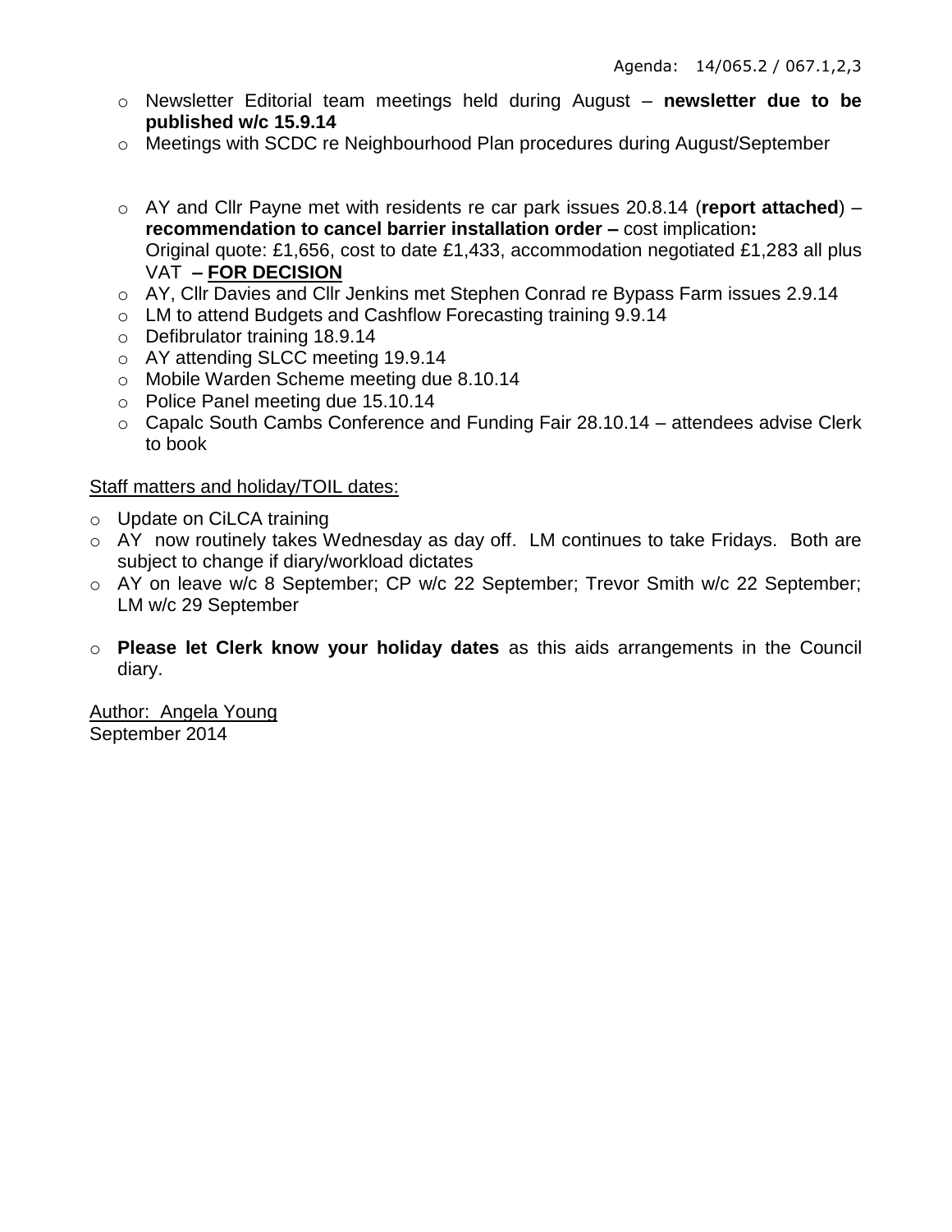- Newsletter Editorial team meetings held during August – **newsletter due to be published w/c 15.9.14**
- Meetings with SCDC re Neighbourhood Plan procedures during August/September

- AY and Cllr Payne met with residents re car park issues 20.8.14 (**report attached**) – **recommendation to cancel barrier installation order –** cost implication**:** Original quote: £1,656, cost to date £1,433, accommodation negotiated £1,283 all plus VAT **– <u>FOR DECISION</u>**
- AY, Cllr Davies and Cllr Jenkins met Stephen Conrad re Bypass Farm issues 2.9.14
- LM to attend Budgets and Cashflow Forecasting training 9.9.14
- Defibrulator training 18.9.14
- AY attending SLCC meeting 19.9.14
- Mobile Warden Scheme meeting due 8.10.14
- Police Panel meeting due 15.10.14
- Capalc South Cambs Conference and Funding Fair 28.10.14 – attendees advise Clerk to book

<u>Staff matters and holiday/TOIL dates:</u>

- Update on CiLCA training
- AY now routinely takes Wednesday as day off. LM continues to take Fridays. Both are subject to change if diary/workload dictates
- AY on leave w/c 8 September; CP w/c 22 September; Trevor Smith w/c 22 September; LM w/c 29 September

- **Please let Clerk know your holiday dates** as this aids arrangements in the Council diary.

<u>Author: Angela Young</u>
September 2014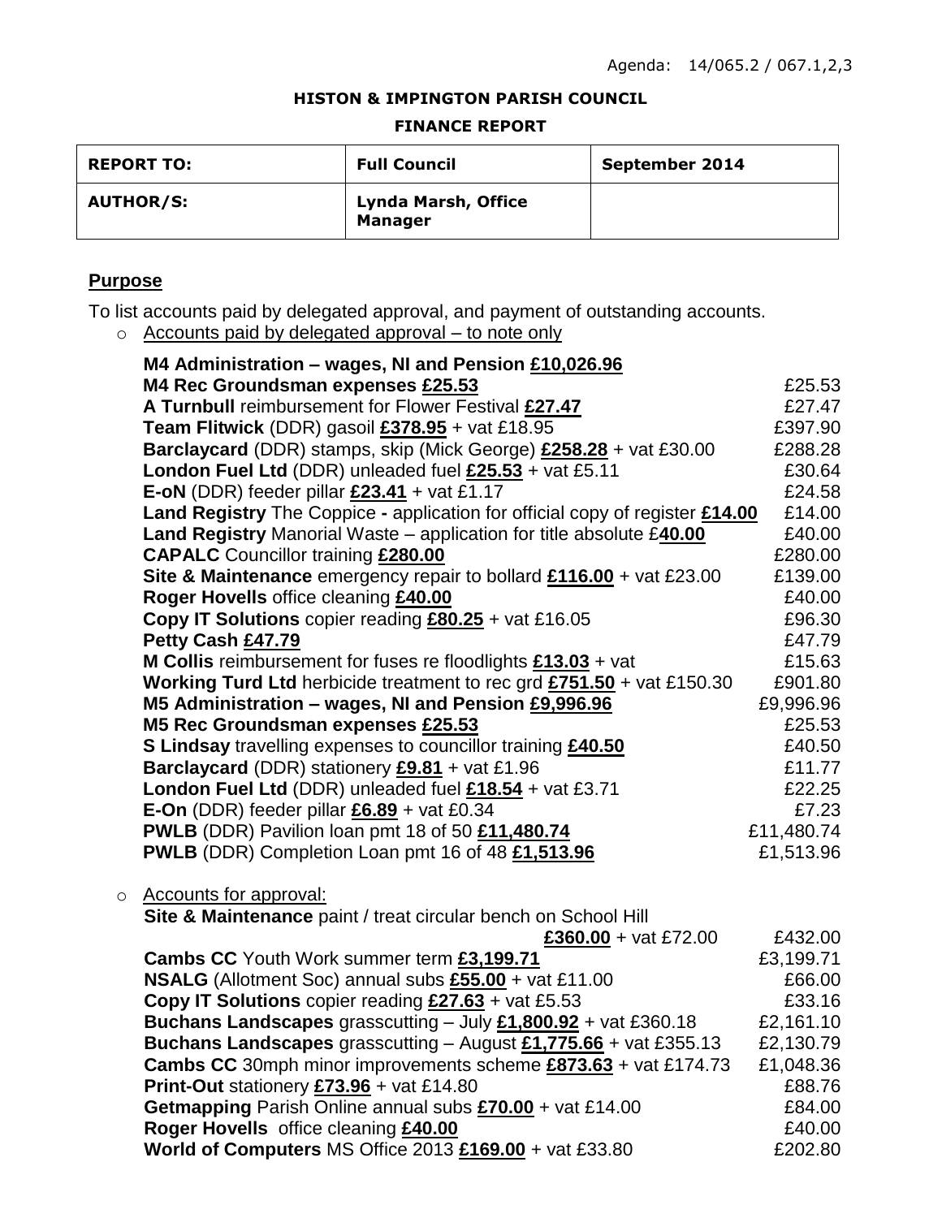Agenda: 14/065.2 / 067.1,2,3

**HISTON & IMPINGTON PARISH COUNCIL**

**FINANCE REPORT**

| **REPORT TO:** | **Full Council** | **September 2014** |
|---|---|---|
| **AUTHOR/S:** | **Lynda Marsh, Office Manager** | |

## Purpose

To list accounts paid by delegated approval, and payment of outstanding accounts.

- Accounts paid by delegated approval – to note only

| Item | Amount |
|---|---|
| **M4 Administration – wages, NI and Pension £10,026.96** | |
| **M4 Rec Groundsman expenses £25.53** | £25.53 |
| **A Turnbull** reimbursement for Flower Festival **£27.47** | £27.47 |
| **Team Flitwick** (DDR) gasoil **£378.95** + vat £18.95 | £397.90 |
| **Barclaycard** (DDR) stamps, skip (Mick George) **£258.28** + vat £30.00 | £288.28 |
| **London Fuel Ltd** (DDR) unleaded fuel **£25.53** + vat £5.11 | £30.64 |
| **E-oN** (DDR) feeder pillar **£23.41** + vat £1.17 | £24.58 |
| **Land Registry** The Coppice **-** application for official copy of register **£14.00** | £14.00 |
| **Land Registry** Manorial Waste – application for title absolute £**40.00** | £40.00 |
| **CAPALC** Councillor training **£280.00** | £280.00 |
| **Site & Maintenance** emergency repair to bollard **£116.00** + vat £23.00 | £139.00 |
| **Roger Hovells** office cleaning **£40.00** | £40.00 |
| **Copy IT Solutions** copier reading **£80.25** + vat £16.05 | £96.30 |
| **Petty Cash £47.79** | £47.79 |
| **M Collis** reimbursement for fuses re floodlights **£13.03** + vat | £15.63 |
| **Working Turd Ltd** herbicide treatment to rec grd **£751.50** + vat £150.30 | £901.80 |
| **M5 Administration – wages, NI and Pension £9,996.96** | £9,996.96 |
| **M5 Rec Groundsman expenses £25.53** | £25.53 |
| **S Lindsay** travelling expenses to councillor training **£40.50** | £40.50 |
| **Barclaycard** (DDR) stationery **£9.81** + vat £1.96 | £11.77 |
| **London Fuel Ltd** (DDR) unleaded fuel **£18.54** + vat £3.71 | £22.25 |
| **E-On** (DDR) feeder pillar **£6.89** + vat £0.34 | £7.23 |
| **PWLB** (DDR) Pavilion loan pmt 18 of 50 **£11,480.74** | £11,480.74 |
| **PWLB** (DDR) Completion Loan pmt 16 of 48 **£1,513.96** | £1,513.96 |

- Accounts for approval:

| Item | Amount |
|---|---|
| **Site & Maintenance** paint / treat circular bench on School Hill **£360.00** + vat £72.00 | £432.00 |
| **Cambs CC** Youth Work summer term **£3,199.71** | £3,199.71 |
| **NSALG** (Allotment Soc) annual subs **£55.00** + vat £11.00 | £66.00 |
| **Copy IT Solutions** copier reading **£27.63** + vat £5.53 | £33.16 |
| **Buchans Landscapes** grasscutting – July **£1,800.92** + vat £360.18 | £2,161.10 |
| **Buchans Landscapes** grasscutting – August **£1,775.66** + vat £355.13 | £2,130.79 |
| **Cambs CC** 30mph minor improvements scheme **£873.63** + vat £174.73 | £1,048.36 |
| **Print-Out** stationery **£73.96** + vat £14.80 | £88.76 |
| **Getmapping** Parish Online annual subs **£70.00** + vat £14.00 | £84.00 |
| **Roger Hovells** office cleaning **£40.00** | £40.00 |
| **World of Computers** MS Office 2013 **£169.00** + vat £33.80 | £202.80 |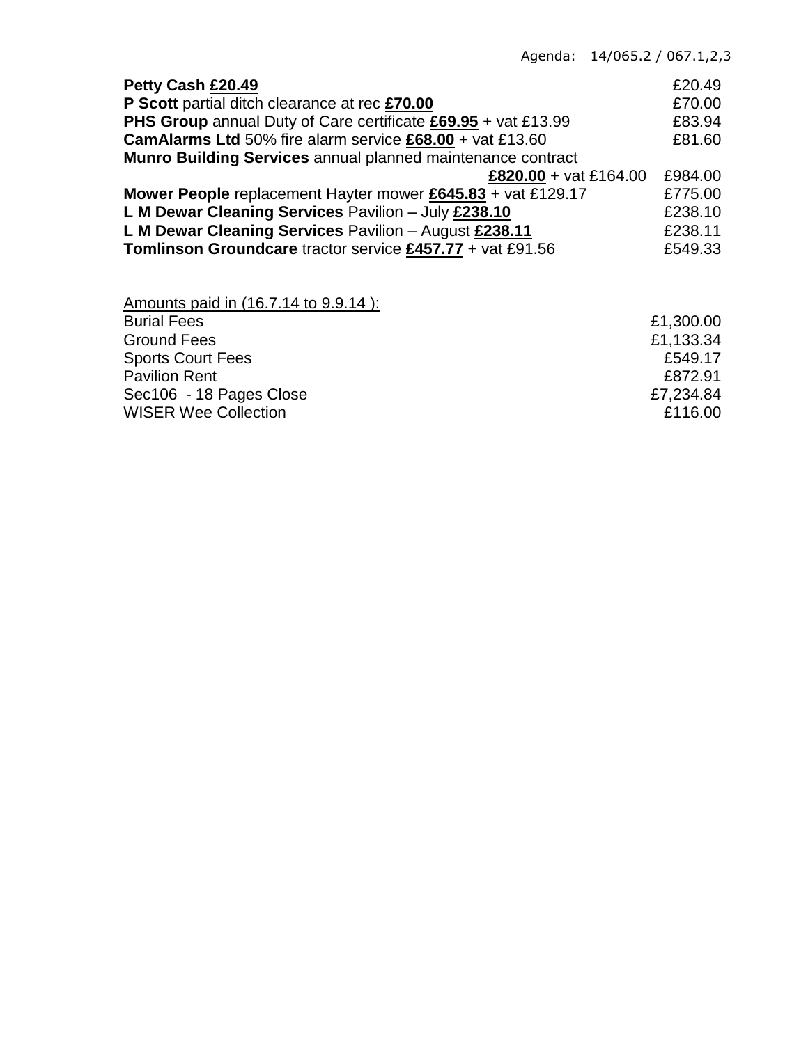Agenda: 14/065.2 / 067.1,2,3

| | |
|---|---|
| **Petty Cash £20.49** | £20.49 |
| **P Scott** partial ditch clearance at rec **£70.00** | £70.00 |
| **PHS Group** annual Duty of Care certificate **£69.95** + vat £13.99 | £83.94 |
| **CamAlarms Ltd** 50% fire alarm service **£68.00** + vat £13.60 | £81.60 |
| **Munro Building Services** annual planned maintenance contract **£820.00** + vat £164.00 | £984.00 |
| **Mower People** replacement Hayter mower **£645.83** + vat £129.17 | £775.00 |
| **L M Dewar Cleaning Services** Pavilion – July **£238.10** | £238.10 |
| **L M Dewar Cleaning Services** Pavilion – August **£238.11** | £238.11 |
| **Tomlinson Groundcare** tractor service **£457.77** + vat £91.56 | £549.33 |

Amounts paid in (16.7.14 to 9.9.14 ):

| | |
|---|---|
| Burial Fees | £1,300.00 |
| Ground Fees | £1,133.34 |
| Sports Court Fees | £549.17 |
| Pavilion Rent | £872.91 |
| Sec106 - 18 Pages Close | £7,234.84 |
| WISER Wee Collection | £116.00 |